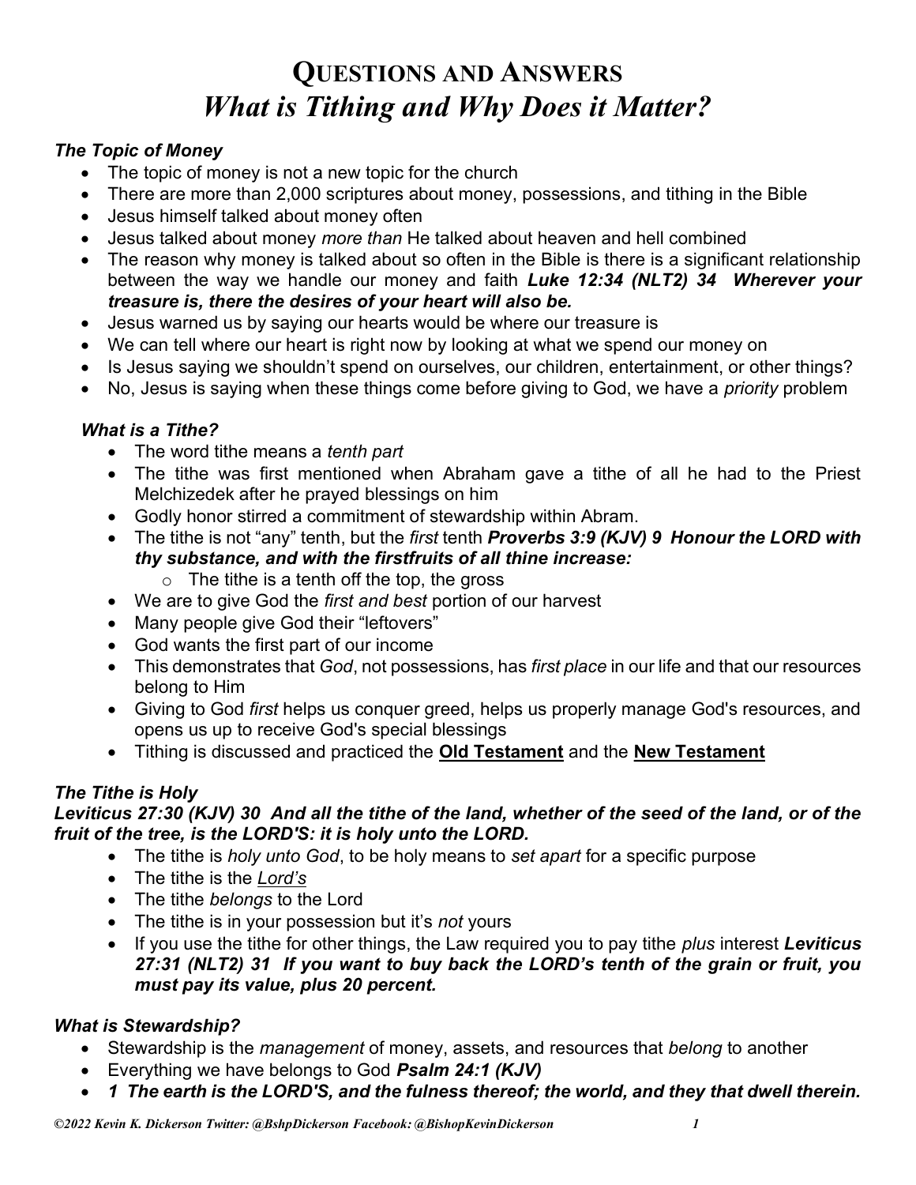# **Questions and Answers**
## ***What is Tithing and Why Does it Matter?***

### ***The Topic of Money***

- The topic of money is not a new topic for the church
- There are more than 2,000 scriptures about money, possessions, and tithing in the Bible
- Jesus himself talked about money often
- Jesus talked about money *more than* He talked about heaven and hell combined
- The reason why money is talked about so often in the Bible is there is a significant relationship between the way we handle our money and faith ***Luke 12:34 (NLT2) 34 Wherever your treasure is, there the desires of your heart will also be.***
- Jesus warned us by saying our hearts would be where our treasure is
- We can tell where our heart is right now by looking at what we spend our money on
- Is Jesus saying we shouldn't spend on ourselves, our children, entertainment, or other things?
- No, Jesus is saying when these things come before giving to God, we have a *priority* problem

### ***What is a Tithe?***

- The word tithe means a *tenth part*
- The tithe was first mentioned when Abraham gave a tithe of all he had to the Priest Melchizedek after he prayed blessings on him
- Godly honor stirred a commitment of stewardship within Abram.
- The tithe is not "any" tenth, but the *first* tenth ***Proverbs 3:9 (KJV) 9 Honour the LORD with thy substance, and with the firstfruits of all thine increase:***
  - The tithe is a tenth off the top, the gross
- We are to give God the *first and best* portion of our harvest
- Many people give God their "leftovers"
- God wants the first part of our income
- This demonstrates that *God*, not possessions, has *first place* in our life and that our resources belong to Him
- Giving to God *first* helps us conquer greed, helps us properly manage God's resources, and opens us up to receive God's special blessings
- Tithing is discussed and practiced the **<u>Old Testament</u>** and the **<u>New Testament</u>**

### ***The Tithe is Holy***

***Leviticus 27:30 (KJV) 30 And all the tithe of the land, whether of the seed of the land, or of the fruit of the tree, is the LORD'S: it is holy unto the LORD.***

- The tithe is *holy unto God*, to be holy means to *set apart* for a specific purpose
- The tithe is the *<u>Lord's</u>*
- The tithe *belongs* to the Lord
- The tithe is in your possession but it's *not* yours
- If you use the tithe for other things, the Law required you to pay tithe *plus* interest ***Leviticus 27:31 (NLT2) 31 If you want to buy back the LORD's tenth of the grain or fruit, you must pay its value, plus 20 percent.***

### ***What is Stewardship?***

- Stewardship is the *management* of money, assets, and resources that *belong* to another
- Everything we have belongs to God ***Psalm 24:1 (KJV)***
- ***1 The earth is the LORD'S, and the fulness thereof; the world, and they that dwell therein.***

*©2022 Kevin K. Dickerson Twitter: @BshpDickerson Facebook: @BishopKevinDickerson*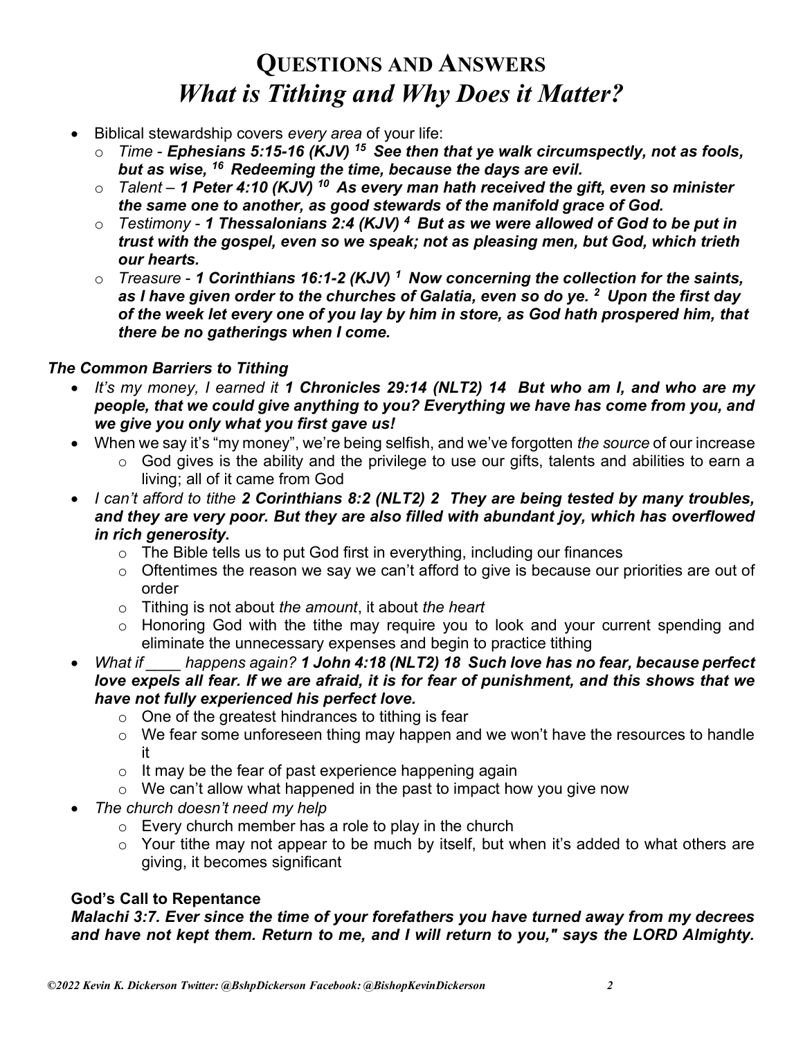# QUESTIONS AND ANSWERS
## *What is Tithing and Why Does it Matter?*

- Biblical stewardship covers *every area* of your life:
  - *Time* - ***Ephesians 5:15-16 (KJV) [15] See then that ye walk circumspectly, not as fools, but as wise, [16] Redeeming the time, because the days are evil.***
  - *Talent* – ***1 Peter 4:10 (KJV) [10] As every man hath received the gift, even so minister the same one to another, as good stewards of the manifold grace of God.***
  - *Testimony* - ***1 Thessalonians 2:4 (KJV) [4] But as we were allowed of God to be put in trust with the gospel, even so we speak; not as pleasing men, but God, which trieth our hearts.***
  - *Treasure* - ***1 Corinthians 16:1-2 (KJV) [1] Now concerning the collection for the saints, as I have given order to the churches of Galatia, even so do ye. [2] Upon the first day of the week let every one of you lay by him in store, as God hath prospered him, that there be no gatherings when I come.***

### *The Common Barriers to Tithing*

- *It's my money, I earned it* ***1 Chronicles 29:14 (NLT2) 14 But who am I, and who are my people, that we could give anything to you? Everything we have has come from you, and we give you only what you first gave us!***
- When we say it's "my money", we're being selfish, and we've forgotten *the source* of our increase
  - God gives is the ability and the privilege to use our gifts, talents and abilities to earn a living; all of it came from God
- *I can't afford to tithe* ***2 Corinthians 8:2 (NLT2) 2 They are being tested by many troubles, and they are very poor. But they are also filled with abundant joy, which has overflowed in rich generosity.***
  - The Bible tells us to put God first in everything, including our finances
  - Oftentimes the reason we say we can't afford to give is because our priorities are out of order
  - Tithing is not about *the amount*, it about *the heart*
  - Honoring God with the tithe may require you to look and your current spending and eliminate the unnecessary expenses and begin to practice tithing
- *What if \_\_\_\_ happens again?* ***1 John 4:18 (NLT2) 18 Such love has no fear, because perfect love expels all fear. If we are afraid, it is for fear of punishment, and this shows that we have not fully experienced his perfect love.***
  - One of the greatest hindrances to tithing is fear
  - We fear some unforeseen thing may happen and we won't have the resources to handle it
  - It may be the fear of past experience happening again
  - We can't allow what happened in the past to impact how you give now
- *The church doesn't need my help*
  - Every church member has a role to play in the church
  - Your tithe may not appear to be much by itself, but when it's added to what others are giving, it becomes significant

### God's Call to Repentance

***Malachi 3:7. Ever since the time of your forefathers you have turned away from my decrees and have not kept them. Return to me, and I will return to you," says the LORD Almighty.***

*©2022 Kevin K. Dickerson Twitter: @BshpDickerson Facebook: @BishopKevinDickerson*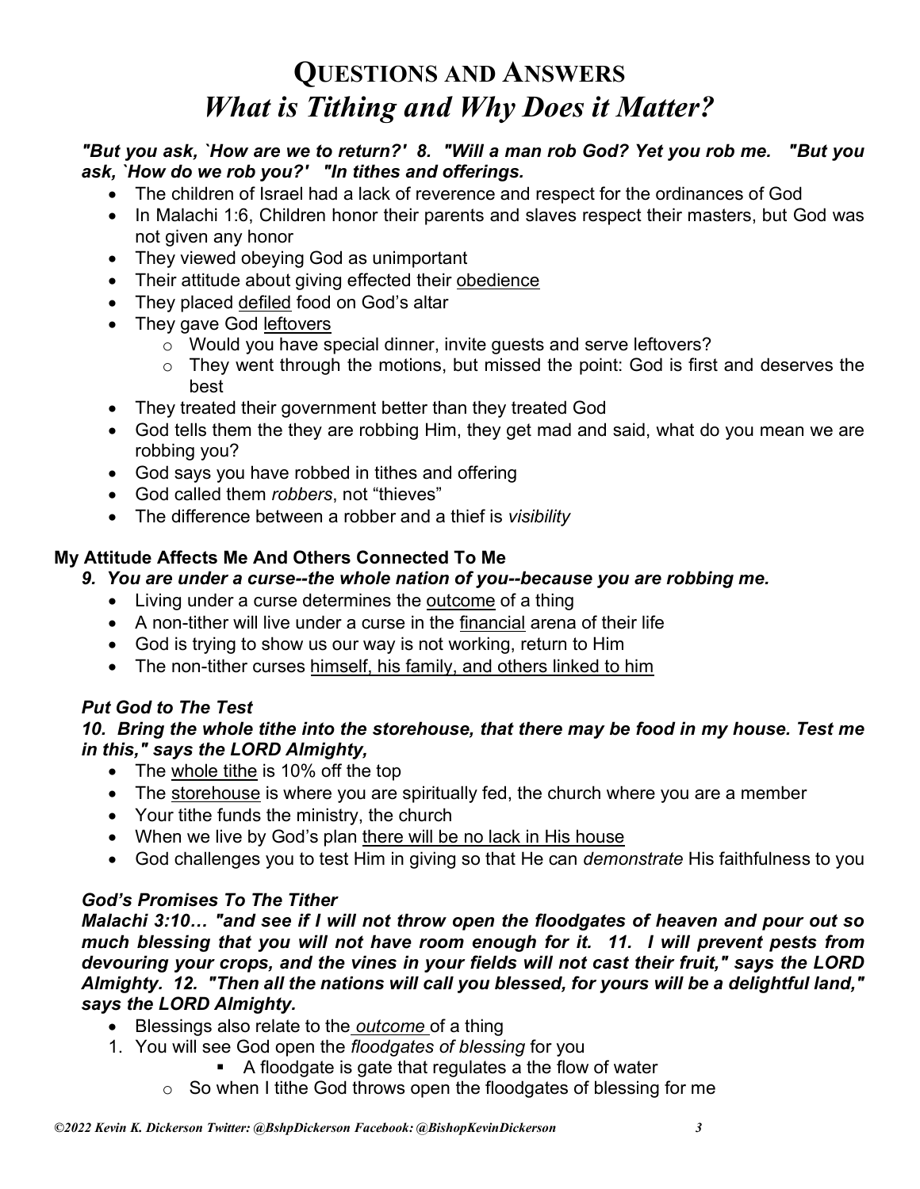# **Questions and Answers**
## *What is Tithing and Why Does it Matter?*

***"But you ask, `How are we to return?'  8.  "Will a man rob God? Yet you rob me.   "But you ask, `How do we rob you?'  "In tithes and offerings.***

- The children of Israel had a lack of reverence and respect for the ordinances of God
- In Malachi 1:6, Children honor their parents and slaves respect their masters, but God was not given any honor
- They viewed obeying God as unimportant
- Their attitude about giving effected their <u>obedience</u>
- They placed <u>defiled</u> food on God's altar
- They gave God <u>leftovers</u>
    - Would you have special dinner, invite guests and serve leftovers?
    - They went through the motions, but missed the point: God is first and deserves the best
- They treated their government better than they treated God
- God tells them the they are robbing Him, they get mad and said, what do you mean we are robbing you?
- God says you have robbed in tithes and offering
- God called them *robbers*, not "thieves"
- The difference between a robber and a thief is *visibility*

### **My Attitude Affects Me And Others Connected To Me**

***9.  You are under a curse--the whole nation of you--because you are robbing me.***

- Living under a curse determines the <u>outcome</u> of a thing
- A non-tither will live under a curse in the <u>financial</u> arena of their life
- God is trying to show us our way is not working, return to Him
- The non-tither curses <u>himself, his family, and others linked to him</u>

### ***Put God to The Test***

***10.  Bring the whole tithe into the storehouse, that there may be food in my house. Test me in this," says the LORD Almighty,***

- The <u>whole tithe</u> is 10% off the top
- The <u>storehouse</u> is where you are spiritually fed, the church where you are a member
- Your tithe funds the ministry, the church
- When we live by God's plan <u>there will be no lack in His house</u>
- God challenges you to test Him in giving so that He can *demonstrate* His faithfulness to you

### ***God's Promises To The Tither***

***Malachi 3:10… "and see if I will not throw open the floodgates of heaven and pour out so much blessing that you will not have room enough for it.  11.  I will prevent pests from devouring your crops, and the vines in your fields will not cast their fruit," says the LORD Almighty.  12.  "Then all the nations will call you blessed, for yours will be a delightful land," says the LORD Almighty.***

- Blessings also relate to the <u>*outcome*</u> of a thing

1. You will see God open the *floodgates of blessing* for you
    - A floodgate is gate that regulates a the flow of water
    - So when I tithe God throws open the floodgates of blessing for me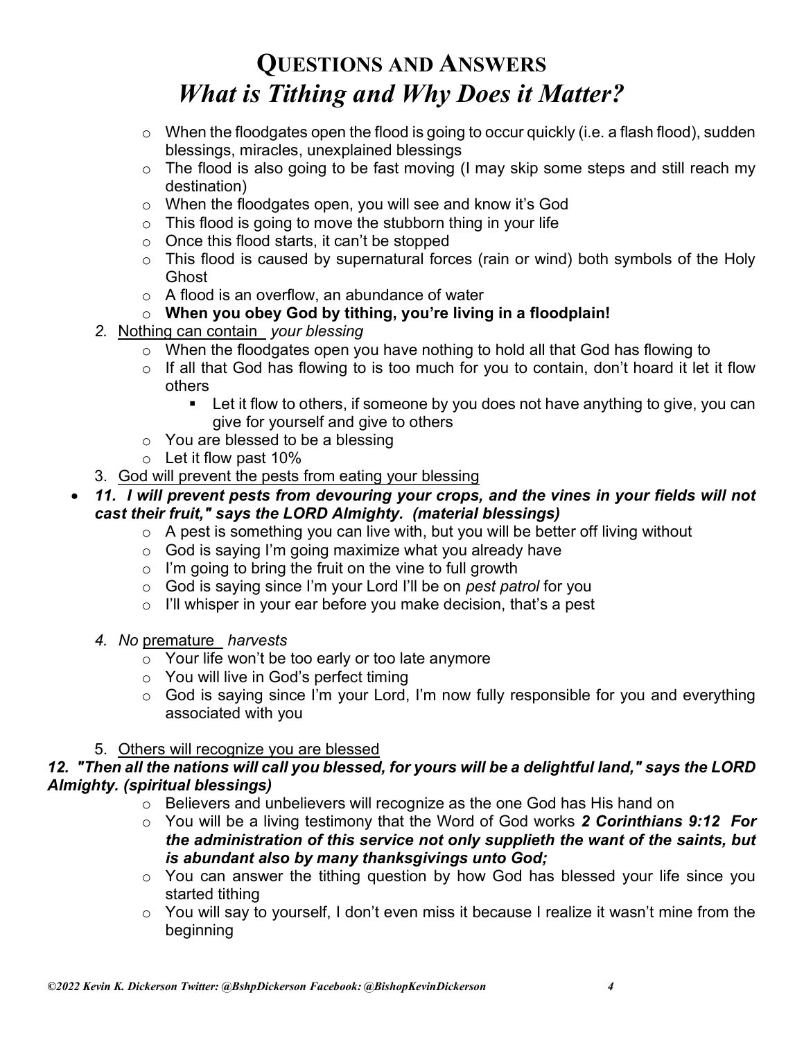# QUESTIONS AND ANSWERS

## *What is Tithing and Why Does it Matter?*

- When the floodgates open the flood is going to occur quickly (i.e. a flash flood), sudden blessings, miracles, unexplained blessings
- The flood is also going to be fast moving (I may skip some steps and still reach my destination)
- When the floodgates open, you will see and know it's God
- This flood is going to move the stubborn thing in your life
- Once this flood starts, it can't be stopped
- This flood is caused by supernatural forces (rain or wind) both symbols of the Holy Ghost
- A flood is an overflow, an abundance of water
- **When you obey God by tithing, you're living in a floodplain!**

2. Nothing can contain *your blessing*
   - When the floodgates open you have nothing to hold all that God has flowing to
   - If all that God has flowing to is too much for you to contain, don't hoard it let it flow others
     - Let it flow to others, if someone by you does not have anything to give, you can give for yourself and give to others
   - You are blessed to be a blessing
   - Let it flow past 10%
3. God will prevent the pests from eating your blessing

- ***11. I will prevent pests from devouring your crops, and the vines in your fields will not cast their fruit," says the LORD Almighty. (material blessings)***
  - A pest is something you can live with, but you will be better off living without
  - God is saying I'm going maximize what you already have
  - I'm going to bring the fruit on the vine to full growth
  - God is saying since I'm your Lord I'll be on *pest patrol* for you
  - I'll whisper in your ear before you make decision, that's a pest

4. *No* premature *harvests*
   - Your life won't be too early or too late anymore
   - You will live in God's perfect timing
   - God is saying since I'm your Lord, I'm now fully responsible for you and everything associated with you

5. Others will recognize you are blessed

***12. "Then all the nations will call you blessed, for yours will be a delightful land," says the LORD Almighty. (spiritual blessings)***

- Believers and unbelievers will recognize as the one God has His hand on
- You will be a living testimony that the Word of God works ***2 Corinthians 9:12 For the administration of this service not only supplieth the want of the saints, but is abundant also by many thanksgivings unto God;***
- You can answer the tithing question by how God has blessed your life since you started tithing
- You will say to yourself, I don't even miss it because I realize it wasn't mine from the beginning

*©2022 Kevin K. Dickerson Twitter: @BshpDickerson Facebook: @BishopKevinDickerson*